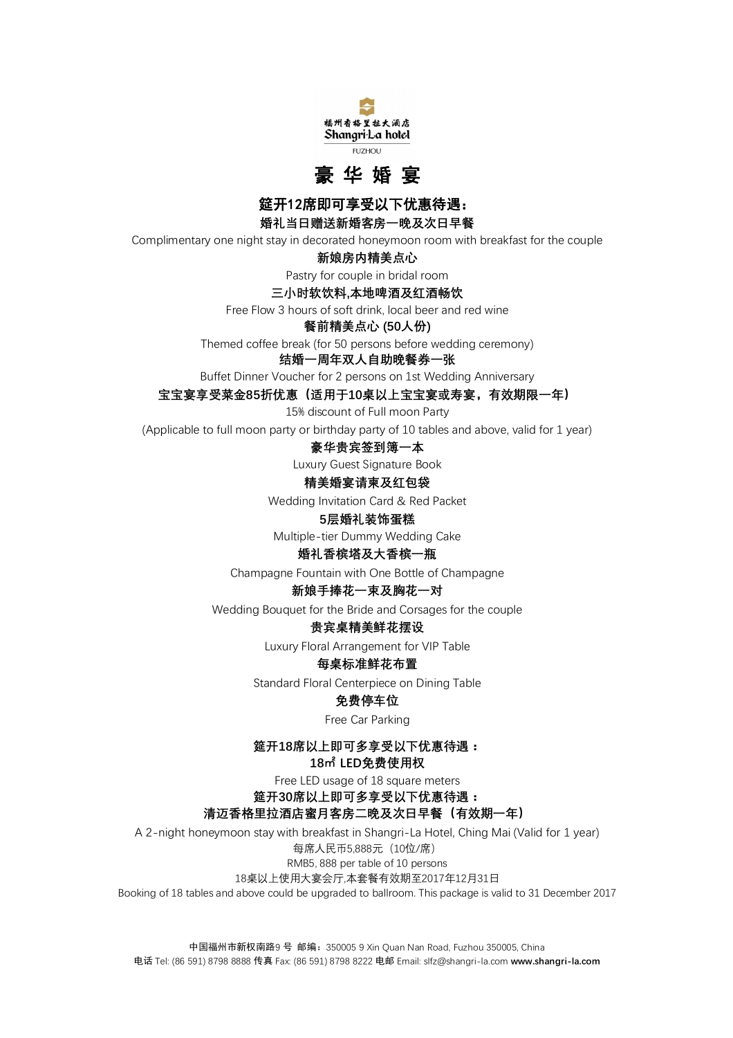福州香格里拉大酒店
Shangri-La hotel
FUZHOU

# 豪 华 婚 宴

**筵开12席即可享受以下优惠待遇：**

**婚礼当日赠送新婚客房一晚及次日早餐**

Complimentary one night stay in decorated honeymoon room with breakfast for the couple

**新娘房内精美点心**

Pastry for couple in bridal room

**三小时软饮料,本地啤酒及红酒畅饮**

Free Flow 3 hours of soft drink, local beer and red wine

**餐前精美点心 (50人份)**

Themed coffee break (for 50 persons before wedding ceremony)

**结婚一周年双人自助晚餐券一张**

Buffet Dinner Voucher for 2 persons on 1st Wedding Anniversary

**宝宝宴享受菜金85折优惠（适用于10桌以上宝宝宴或寿宴，有效期限一年）**

15% discount of Full moon Party

(Applicable to full moon party or birthday party of 10 tables and above, valid for 1 year)

**豪华贵宾签到簿一本**

Luxury Guest Signature Book

**精美婚宴请柬及红包袋**

Wedding Invitation Card & Red Packet

**5层婚礼装饰蛋糕**

Multiple-tier Dummy Wedding Cake

**婚礼香槟塔及大香槟一瓶**

Champagne Fountain with One Bottle of Champagne

**新娘手捧花一束及胸花一对**

Wedding Bouquet for the Bride and Corsages for the couple

**贵宾桌精美鲜花摆设**

Luxury Floral Arrangement for VIP Table

**每桌标准鲜花布置**

Standard Floral Centerpiece on Dining Table

**免费停车位**

Free Car Parking

**筵开18席以上即可多享受以下优惠待遇：**

**18㎡ LED免费使用权**

Free LED usage of 18 square meters

**筵开30席以上即可多享受以下优惠待遇：**

**清迈香格里拉酒店蜜月客房二晚及次日早餐（有效期一年）**

A 2-night honeymoon stay with breakfast in Shangri-La Hotel, Ching Mai (Valid for 1 year)

每席人民币5,888元（10位/席）

RMB5, 888 per table of 10 persons

18桌以上使用大宴会厅,本套餐有效期至2017年12月31日

Booking of 18 tables and above could be upgraded to ballroom. This package is valid to 31 December 2017

中国福州市新权南路9 号 邮编：350005 9 Xin Quan Nan Road, Fuzhou 350005, China

电话 Tel: (86 591) 8798 8888 传真 Fax: (86 591) 8798 8222 电邮 Email: slfz@shangri-la.com **www.shangri-la.com**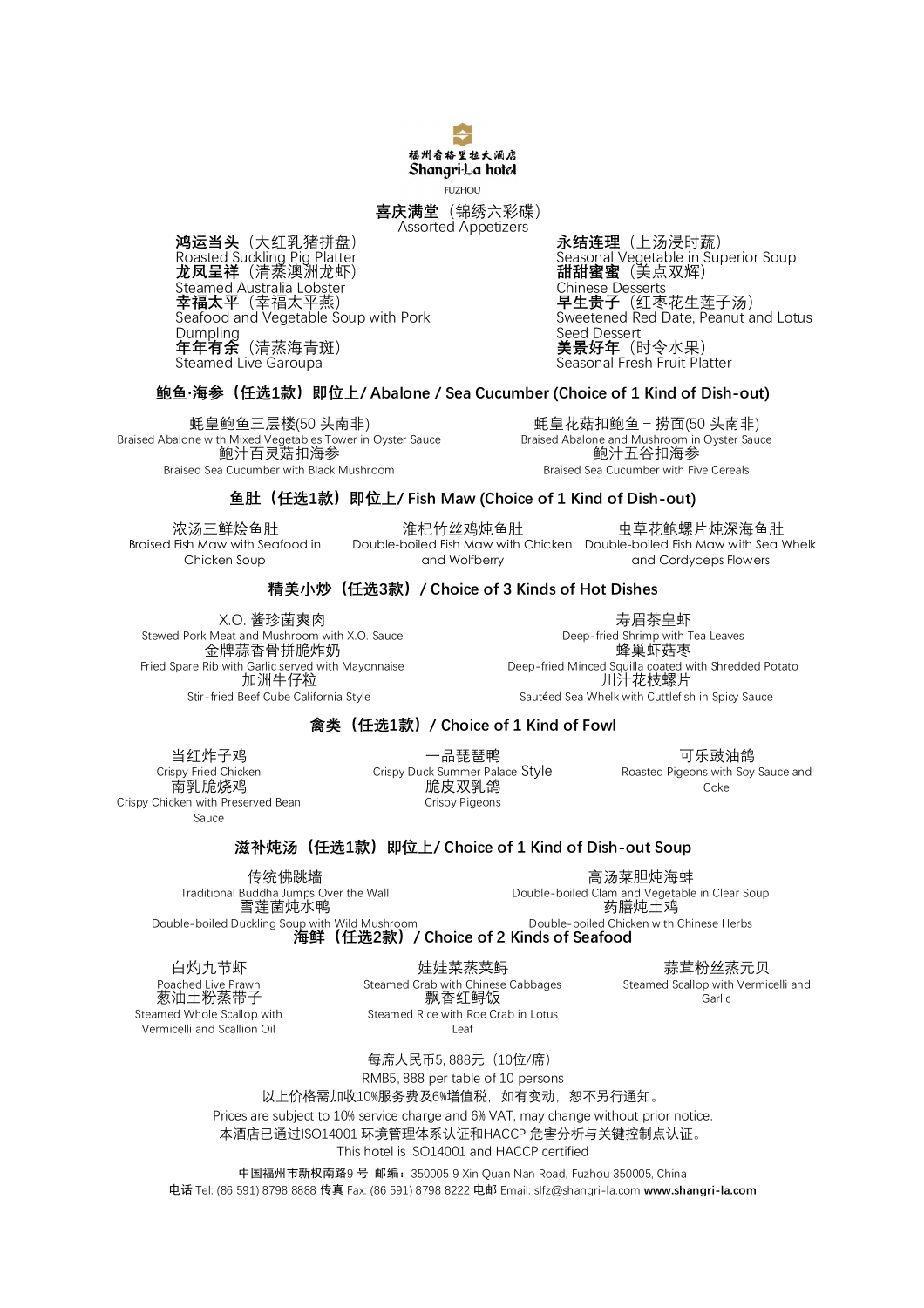福州香格里拉大酒店
Shangri-La hotel
FUZHOU

## 喜庆满堂（锦绣六彩碟）
Assorted Appetizers

**鸿运当头**（大红乳猪拼盘）
Roasted Suckling Pig Platter

**龙凤呈祥**（清蒸澳洲龙虾）
Steamed Australia Lobster

**幸福太平**（幸福太平燕）
Seafood and Vegetable Soup with Pork Dumpling

**年年有余**（清蒸海青斑）
Steamed Live Garoupa

**永结连理**（上汤浸时蔬）
Seasonal Vegetable in Superior Soup

**甜甜蜜蜜**（美点双辉）
Chinese Desserts

**早生贵子**（红枣花生莲子汤）
Sweetened Red Date, Peanut and Lotus Seed Dessert

**美景好年**（时令水果）
Seasonal Fresh Fruit Platter

## 鲍鱼·海参（任选1款）即位上/ Abalone / Sea Cucumber (Choice of 1 Kind of Dish-out)

蚝皇鲍鱼三层楼(50 头南非)
Braised Abalone with Mixed Vegetables Tower in Oyster Sauce

鲍汁百灵菇扣海参
Braised Sea Cucumber with Black Mushroom

蚝皇花菇扣鲍鱼－捞面(50 头南非)
Braised Abalone and Mushroom in Oyster Sauce

鲍汁五谷扣海参
Braised Sea Cucumber with Five Cereals

## 鱼肚（任选1款）即位上/ Fish Maw (Choice of 1 Kind of Dish-out)

浓汤三鲜烩鱼肚
Braised Fish Maw with Seafood in Chicken Soup

淮杞竹丝鸡炖鱼肚
Double-boiled Fish Maw with Chicken and Wolfberry

虫草花鲍螺片炖深海鱼肚
Double-boiled Fish Maw with Sea Whelk and Cordyceps Flowers

## 精美小炒（任选3款）/ Choice of 3 Kinds of Hot Dishes

X.O. 酱珍菌爽肉
Stewed Pork Meat and Mushroom with X.O. Sauce

金牌蒜香骨拼脆炸奶
Fried Spare Rib with Garlic served with Mayonnaise

加洲牛仔粒
Stir-fried Beef Cube California Style

寿眉茶皇虾
Deep-fried Shrimp with Tea Leaves

蜂巢虾菇枣
Deep-fried Minced Squilla coated with Shredded Potato

川汁花枝螺片
Sautéed Sea Whelk with Cuttlefish in Spicy Sauce

## 禽类（任选1款）/ Choice of 1 Kind of Fowl

当红炸子鸡
Crispy Fried Chicken

南乳脆烧鸡
Crispy Chicken with Preserved Bean Sauce

一品琵琶鸭
Crispy Duck Summer Palace Style

脆皮双乳鸽
Crispy Pigeons

可乐豉油鸽
Roasted Pigeons with Soy Sauce and Coke

## 滋补炖汤（任选1款）即位上/ Choice of 1 Kind of Dish-out Soup

传统佛跳墙
Traditional Buddha Jumps Over the Wall

雪莲菌炖水鸭
Double-boiled Duckling Soup with Wild Mushroom

高汤菜胆炖海蚌
Double-boiled Clam and Vegetable in Clear Soup

药膳炖土鸡
Double-boiled Chicken with Chinese Herbs

## 海鲜（任选2款）/ Choice of 2 Kinds of Seafood

白灼九节虾
Poached Live Prawn

葱油土粉蒸带子
Steamed Whole Scallop with Vermicelli and Scallion Oil

娃娃菜蒸菜鲟
Steamed Crab with Chinese Cabbages

飘香红鲟饭
Steamed Rice with Roe Crab in Lotus Leaf

蒜茸粉丝蒸元贝
Steamed Scallop with Vermicelli and Garlic

每席人民币5, 888元（10位/席）
RMB5, 888 per table of 10 persons

以上价格需加收10%服务费及6%增值税，如有变动，恕不另行通知。
Prices are subject to 10% service charge and 6% VAT, may change without prior notice.

本酒店已通过ISO14001 环境管理体系认证和HACCP 危害分析与关键控制点认证。
This hotel is ISO14001 and HACCP certified

**中国福州市新权南路9 号 邮编：**350005 9 Xin Quan Nan Road, Fuzhou 350005, China
**电话** Tel: (86 591) 8798 8888 **传真** Fax: (86 591) 8798 8222 **电邮** Email: slfz@shangri-la.com **www.shangri-la.com**